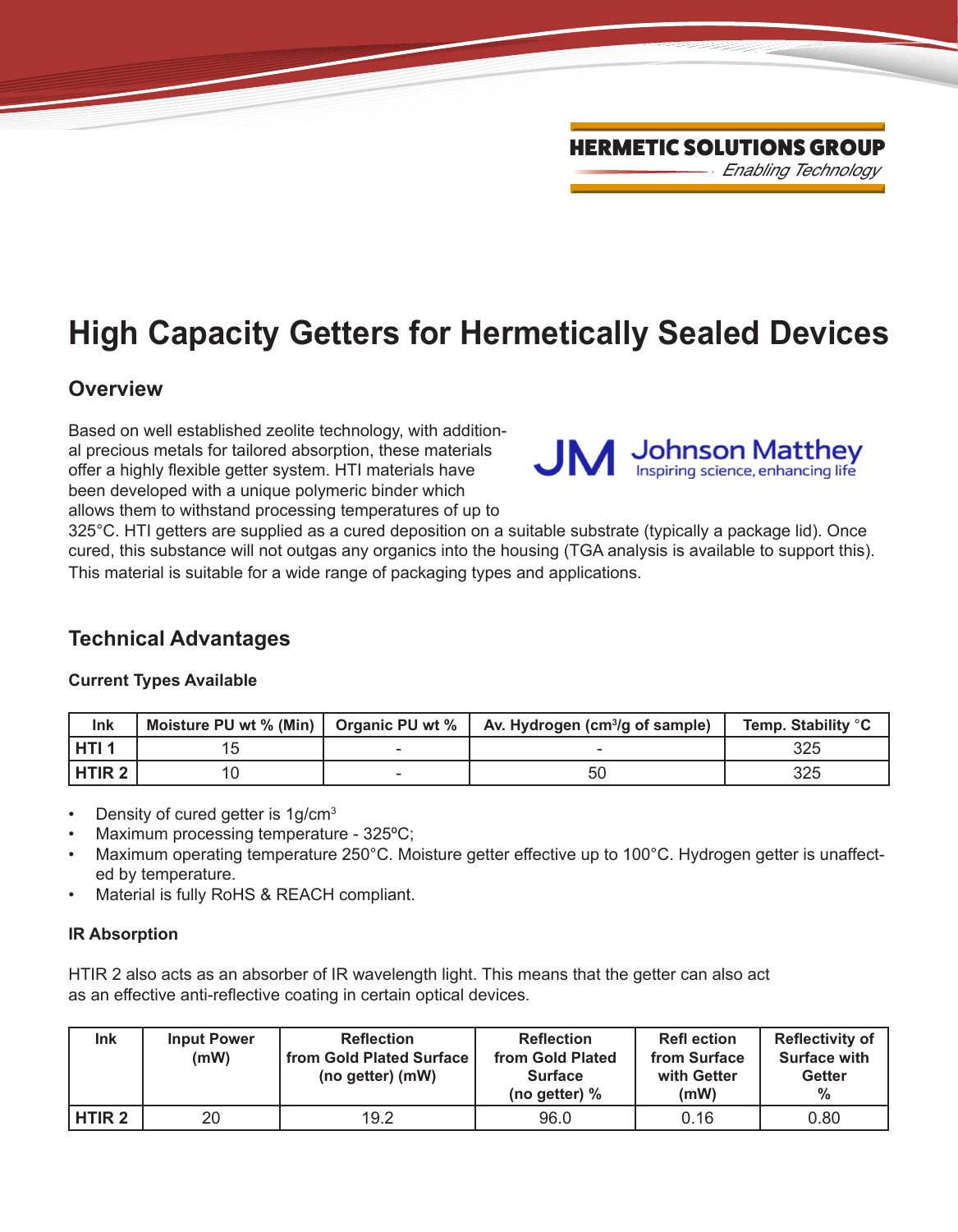HERMETIC SOLUTIONS GROUP

*Enabling Technology*

# High Capacity Getters for Hermetically Sealed Devices

## Overview

Johnson Matthey — Inspiring science, enhancing life

Based on well established zeolite technology, with additional precious metals for tailored absorption, these materials offer a highly flexible getter system. HTI materials have been developed with a unique polymeric binder which allows them to withstand processing temperatures of up to 325°C. HTI getters are supplied as a cured deposition on a suitable substrate (typically a package lid). Once cured, this substance will not outgas any organics into the housing (TGA analysis is available to support this). This material is suitable for a wide range of packaging types and applications.

## Technical Advantages

**Current Types Available**

| Ink | Moisture PU wt % (Min) | Organic PU wt % | Av. Hydrogen ($cm^3$/g of sample) | Temp. Stability °C |
|---|---|---|---|---|
| **HTI 1** | 15 | - | - | 325 |
| **HTIR 2** | 10 | - | 50 | 325 |

- Density of cured getter is 1g/$cm^3$
- Maximum processing temperature - 325ºC;
- Maximum operating temperature 250°C. Moisture getter effective up to 100°C. Hydrogen getter is unaffected by temperature.
- Material is fully RoHS & REACH compliant.

**IR Absorption**

HTIR 2 also acts as an absorber of IR wavelength light. This means that the getter can also act as an effective anti-reflective coating in certain optical devices.

| Ink | Input Power (mW) | Reflection from Gold Plated Surface (no getter) (mW) | Reflection from Gold Plated Surface (no getter) % | Reflection from Surface with Getter (mW) | Reflectivity of Surface with Getter % |
|---|---|---|---|---|---|
| **HTIR 2** | 20 | 19.2 | 96.0 | 0.16 | 0.80 |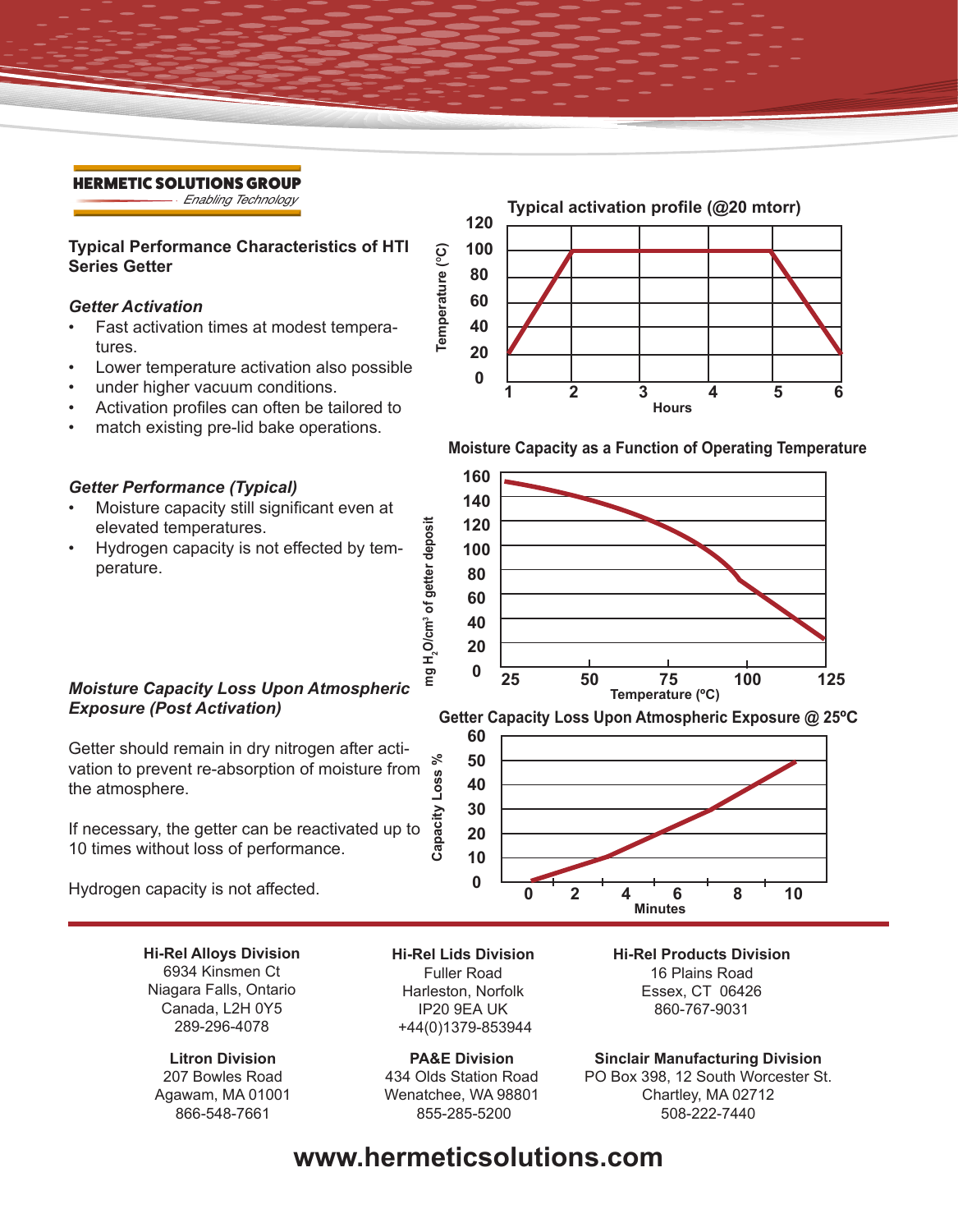HERMETIC SOLUTIONS GROUP

*Enabling Technology*

**Typical Performance Characteristics of HTI Series Getter**

### *Getter Activation*

- Fast activation times at modest temperatures.
- Lower temperature activation also possible
- under higher vacuum conditions.
- Activation profiles can often be tailored to
- match existing pre-lid bake operations.

### *Getter Performance (Typical)*

- Moisture capacity still significant even at elevated temperatures.
- Hydrogen capacity is not effected by temperature.

### *Moisture Capacity Loss Upon Atmospheric Exposure (Post Activation)*

Getter should remain in dry nitrogen after activation to prevent re-absorption of moisture from the atmosphere.

If necessary, the getter can be reactivated up to 10 times without loss of performance.

Hydrogen capacity is not affected.

**Typical activation profile (@20 mtorr)**

Temperature (ºC)

120
100
80
60
40
20
0

1 2 3 4 5 6

Hours

**Moisture Capacity as a Function of Operating Temperature**

mg $H_2O/cm^3$ of getter deposit

160
140
120
100
80
60
40
20
0

25 50 75 100 125

Temperature (ºC)

**Getter Capacity Loss Upon Atmospheric Exposure @ 25ºC**

Capacity Loss %

60
50
40
30
20
10
0

0 2 4 6 8 10

Minutes

---

**Hi-Rel Alloys Division**
6934 Kinsmen Ct
Niagara Falls, Ontario
Canada, L2H 0Y5
289-296-4078

**Hi-Rel Lids Division**
Fuller Road
Harleston, Norfolk
IP20 9EA UK
+44(0)1379-853944

**Hi-Rel Products Division**
16 Plains Road
Essex, CT 06426
860-767-9031

**Litron Division**
207 Bowles Road
Agawam, MA 01001
866-548-7661

**PA&E Division**
434 Olds Station Road
Wenatchee, WA 98801
855-285-5200

**Sinclair Manufacturing Division**
PO Box 398, 12 South Worcester St.
Chartley, MA 02712
508-222-7440

**www.hermeticsolutions.com**